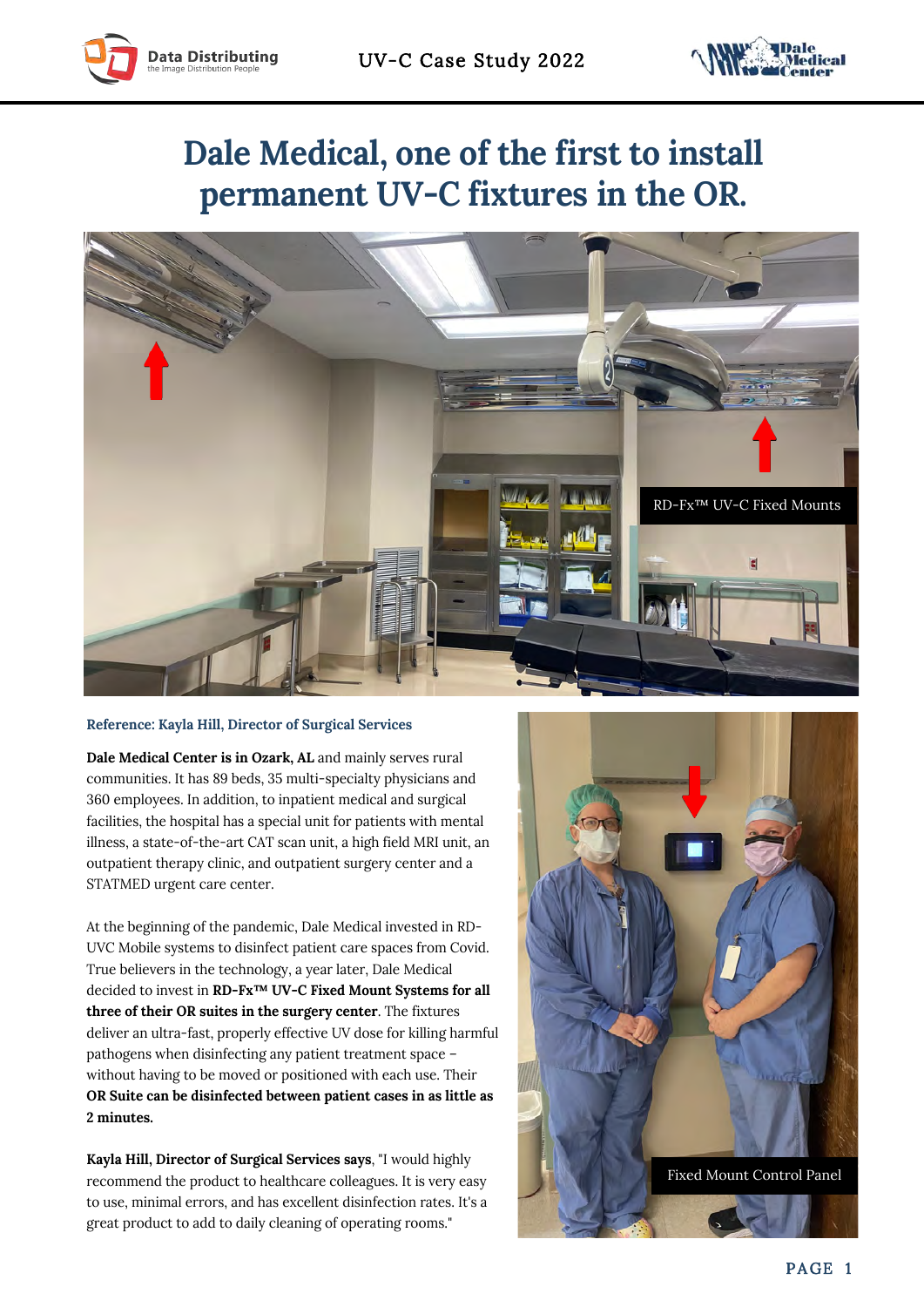# Dale Medical, one of the first to install permanent UV-C fixtures in the OR.

RD-Fx™ UV-C Fixed Mounts

**Reference: Kayla Hill, Director of Surgical Services**

**Dale Medical Center is in Ozark, AL** and mainly serves rural communities. It has 89 beds, 35 multi-specialty physicians and 360 employees. In addition, to inpatient medical and surgical facilities, the hospital has a special unit for patients with mental illness, a state-of-the-art CAT scan unit, a high field MRI unit, an outpatient therapy clinic, and outpatient surgery center and a STATMED urgent care center.

At the beginning of the pandemic, Dale Medical invested in RD-UVC Mobile systems to disinfect patient care spaces from Covid. True believers in the technology, a year later, Dale Medical decided to invest in **RD-Fx™ UV-C Fixed Mount Systems for all three of their OR suites in the surgery center**. The fixtures deliver an ultra-fast, properly effective UV dose for killing harmful pathogens when disinfecting any patient treatment space – without having to be moved or positioned with each use. Their **OR Suite can be disinfected between patient cases in as little as 2 minutes.**

**Kayla Hill, Director of Surgical Services says**, "I would highly recommend the product to healthcare colleagues. It is very easy to use, minimal errors, and has excellent disinfection rates. It's a great product to add to daily cleaning of operating rooms."

Fixed Mount Control Panel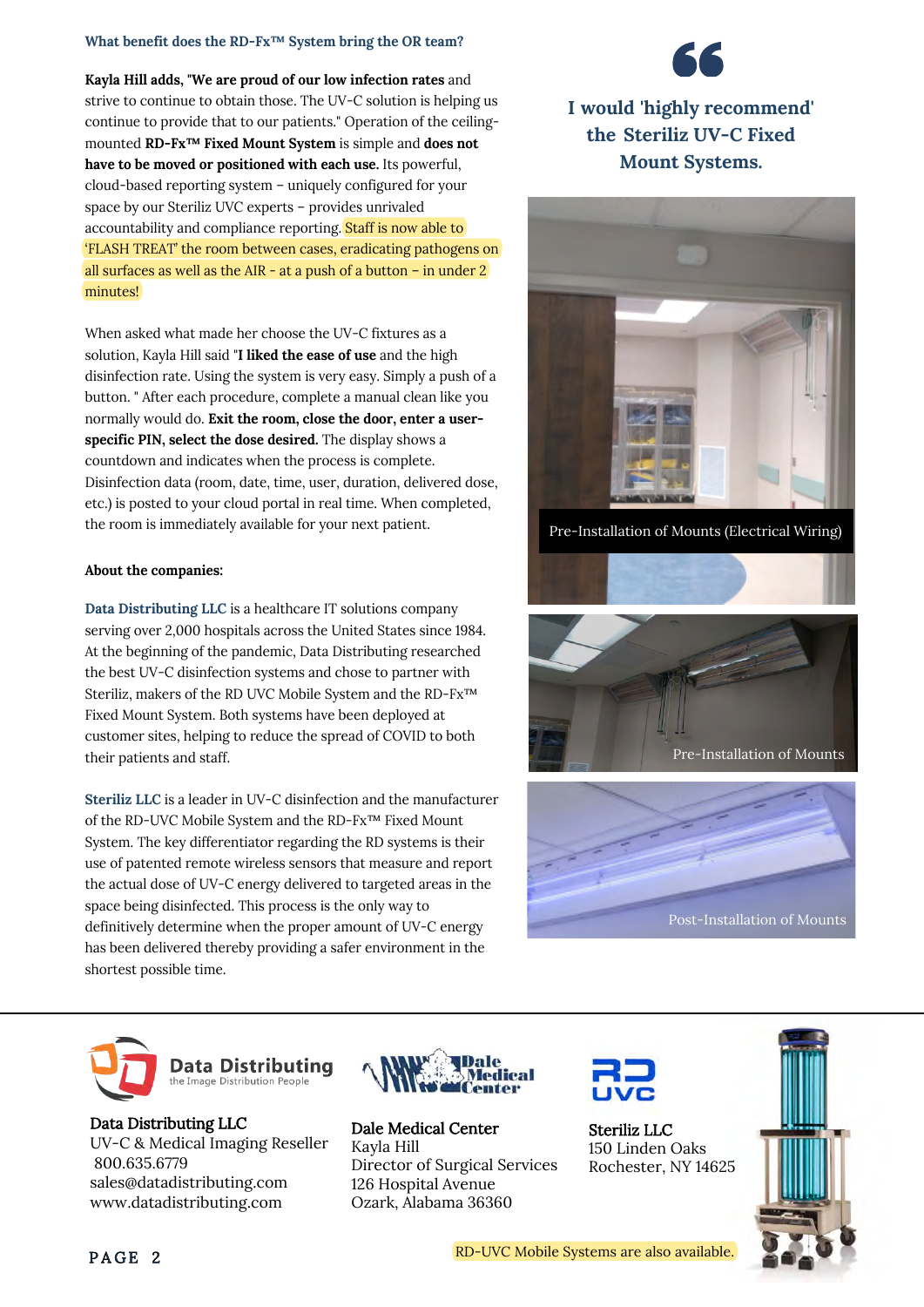### What benefit does the RD-Fx™ System bring the OR team?

**Kayla Hill adds, "We are proud of our low infection rates** and strive to continue to obtain those. The UV-C solution is helping us continue to provide that to our patients." Operation of the ceiling-mounted **RD-Fx™ Fixed Mount System** is simple and **does not have to be moved or positioned with each use.** Its powerful, cloud-based reporting system – uniquely configured for your space by our Steriliz UVC experts – provides unrivaled accountability and compliance reporting. Staff is now able to 'FLASH TREAT' the room between cases, eradicating pathogens on all surfaces as well as the AIR - at a push of a button – in under 2 minutes!

When asked what made her choose the UV-C fixtures as a solution, Kayla Hill said "**I liked the ease of use** and the high disinfection rate. Using the system is very easy. Simply a push of a button. " After each procedure, complete a manual clean like you normally would do. **Exit the room, close the door, enter a user-specific PIN, select the dose desired.** The display shows a countdown and indicates when the process is complete. Disinfection data (room, date, time, user, duration, delivered dose, etc.) is posted to your cloud portal in real time. When completed, the room is immediately available for your next patient.

**About the companies:**

**Data Distributing LLC** is a healthcare IT solutions company serving over 2,000 hospitals across the United States since 1984. At the beginning of the pandemic, Data Distributing researched the best UV-C disinfection systems and chose to partner with Steriliz, makers of the RD UVC Mobile System and the RD-Fx™ Fixed Mount System. Both systems have been deployed at customer sites, helping to reduce the spread of COVID to both their patients and staff.

**Steriliz LLC** is a leader in UV-C disinfection and the manufacturer of the RD-UVC Mobile System and the RD-Fx™ Fixed Mount System. The key differentiator regarding the RD systems is their use of patented remote wireless sensors that measure and report the actual dose of UV-C energy delivered to targeted areas in the space being disinfected. This process is the only way to definitively determine when the proper amount of UV-C energy has been delivered thereby providing a safer environment in the shortest possible time.

> **I would 'highly recommend' the Steriliz UV-C Fixed Mount Systems.**

Pre-Installation of Mounts (Electrical Wiring)

Pre-Installation of Mounts

Post-Installation of Mounts

---

**Data Distributing LLC**
UV-C & Medical Imaging Reseller
800.635.6779
sales@datadistributing.com
www.datadistributing.com

**Dale Medical Center**
Kayla Hill
Director of Surgical Services
126 Hospital Avenue
Ozark, Alabama 36360

**Steriliz LLC**
150 Linden Oaks
Rochester, NY 14625

RD-UVC Mobile Systems are also available.